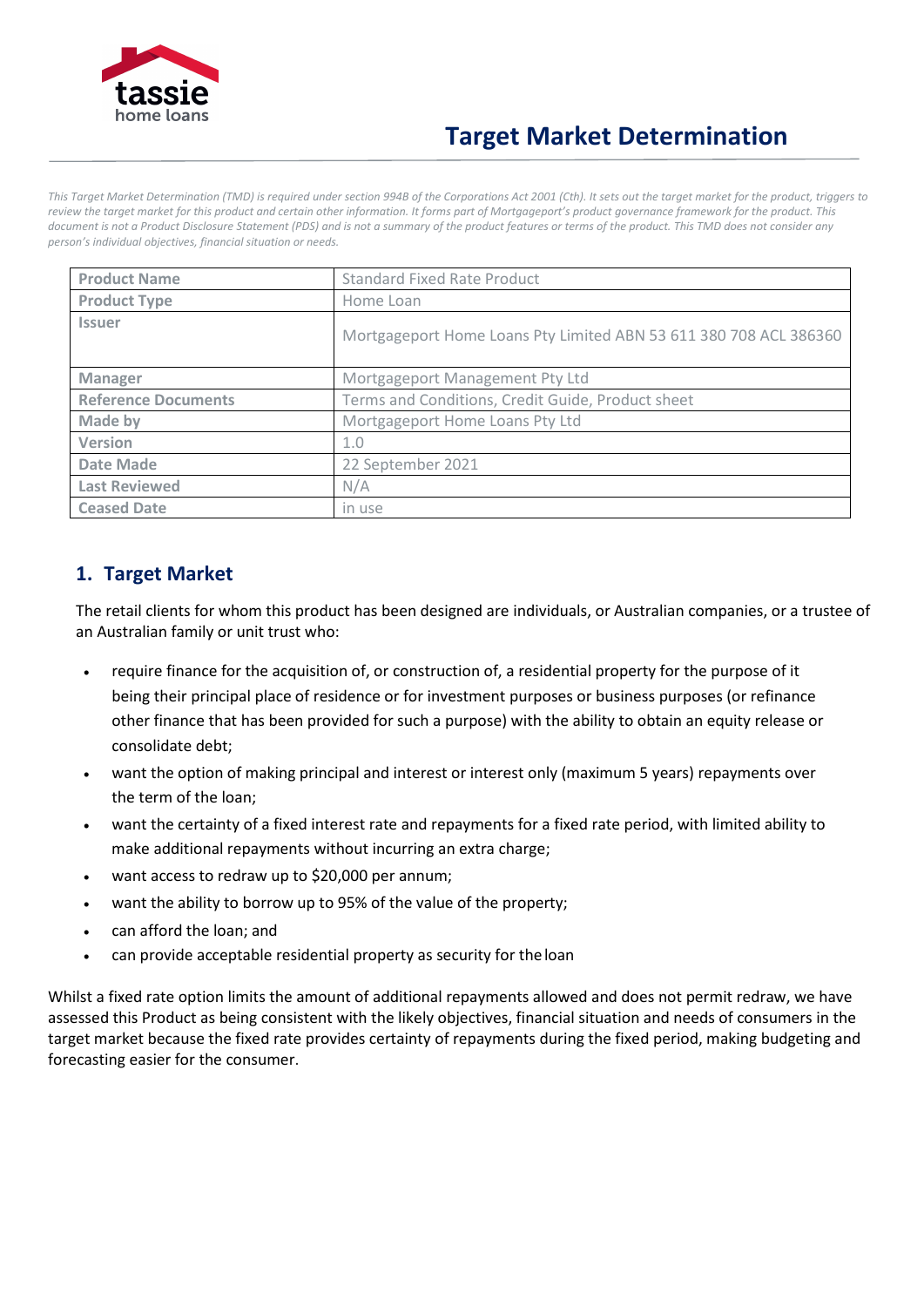# Target Market Determination

*This Target Market Determination (TMD) is required under section 994B of the Corporations Act 2001 (Cth). It sets out the target market for the product, triggers to review the target market for this product and certain other information. It forms part of Mortgageport's product governance framework for the product. This document is not a Product Disclosure Statement (PDS) and is not a summary of the product features or terms of the product. This TMD does not consider any person's individual objectives, financial situation or needs.*

| Product Name | Standard Fixed Rate Product |
|---|---|
| Product Type | Home Loan |
| Issuer | Mortgageport Home Loans Pty Limited ABN 53 611 380 708 ACL 386360 |
| Manager | Mortgageport Management Pty Ltd |
| Reference Documents | Terms and Conditions, Credit Guide, Product sheet |
| Made by | Mortgageport Home Loans Pty Ltd |
| Version | 1.0 |
| Date Made | 22 September 2021 |
| Last Reviewed | N/A |
| Ceased Date | in use |

## 1. Target Market

The retail clients for whom this product has been designed are individuals, or Australian companies, or a trustee of an Australian family or unit trust who:

- require finance for the acquisition of, or construction of, a residential property for the purpose of it being their principal place of residence or for investment purposes or business purposes (or refinance other finance that has been provided for such a purpose) with the ability to obtain an equity release or consolidate debt;
- want the option of making principal and interest or interest only (maximum 5 years) repayments over the term of the loan;
- want the certainty of a fixed interest rate and repayments for a fixed rate period, with limited ability to make additional repayments without incurring an extra charge;
- want access to redraw up to $20,000 per annum;
- want the ability to borrow up to 95% of the value of the property;
- can afford the loan; and
- can provide acceptable residential property as security for the loan

Whilst a fixed rate option limits the amount of additional repayments allowed and does not permit redraw, we have assessed this Product as being consistent with the likely objectives, financial situation and needs of consumers in the target market because the fixed rate provides certainty of repayments during the fixed period, making budgeting and forecasting easier for the consumer.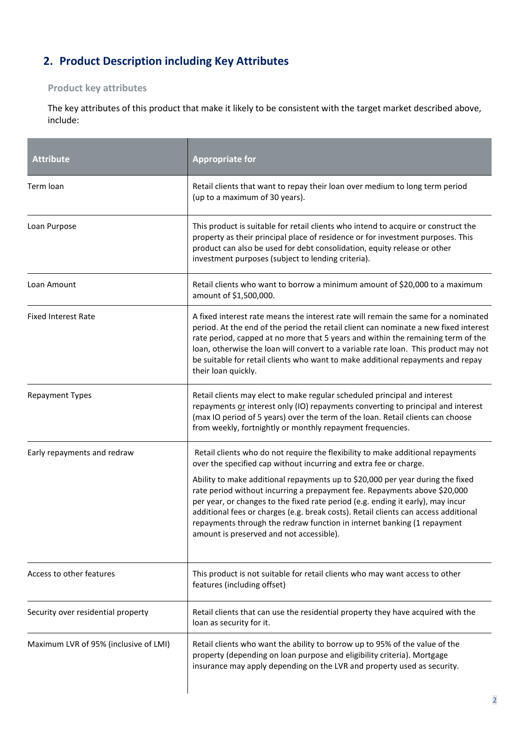## 2. Product Description including Key Attributes

### Product key attributes

The key attributes of this product that make it likely to be consistent with the target market described above, include:

| Attribute | Appropriate for |
|---|---|
| Term loan | Retail clients that want to repay their loan over medium to long term period (up to a maximum of 30 years). |
| Loan Purpose | This product is suitable for retail clients who intend to acquire or construct the property as their principal place of residence or for investment purposes. This product can also be used for debt consolidation, equity release or other investment purposes (subject to lending criteria). |
| Loan Amount | Retail clients who want to borrow a minimum amount of $20,000 to a maximum amount of $1,500,000. |
| Fixed Interest Rate | A fixed interest rate means the interest rate will remain the same for a nominated period. At the end of the period the retail client can nominate a new fixed interest rate period, capped at no more that 5 years and within the remaining term of the loan, otherwise the loan will convert to a variable rate loan. This product may not be suitable for retail clients who want to make additional repayments and repay their loan quickly. |
| Repayment Types | Retail clients may elect to make regular scheduled principal and interest repayments <u>or</u> interest only (IO) repayments converting to principal and interest (max IO period of 5 years) over the term of the loan. Retail clients can choose from weekly, fortnightly or monthly repayment frequencies. |
| Early repayments and redraw | Retail clients who do not require the flexibility to make additional repayments over the specified cap without incurring and extra fee or charge.<br><br>Ability to make additional repayments up to $20,000 per year during the fixed rate period without incurring a prepayment fee. Repayments above $20,000 per year, or changes to the fixed rate period (e.g. ending it early), may incur additional fees or charges (e.g. break costs). Retail clients can access additional repayments through the redraw function in internet banking (1 repayment amount is preserved and not accessible). |
| Access to other features | This product is not suitable for retail clients who may want access to other features (including offset) |
| Security over residential property | Retail clients that can use the residential property they have acquired with the loan as security for it. |
| Maximum LVR of 95% (inclusive of LMI) | Retail clients who want the ability to borrow up to 95% of the value of the property (depending on loan purpose and eligibility criteria). Mortgage insurance may apply depending on the LVR and property used as security. |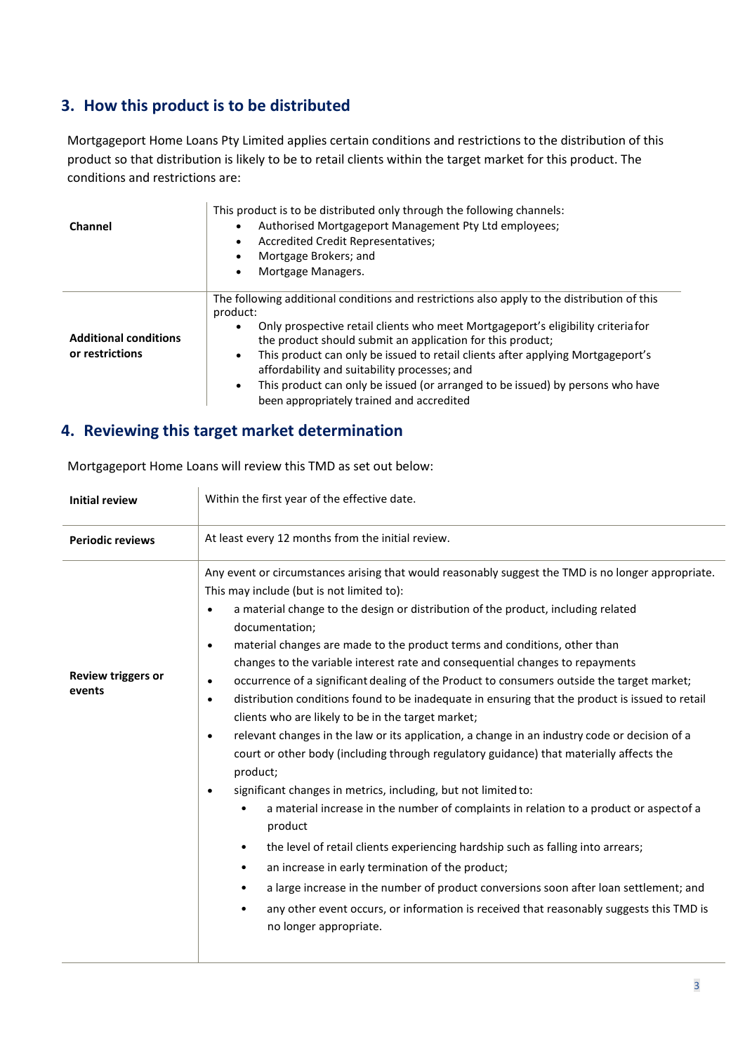## 3. How this product is to be distributed

Mortgageport Home Loans Pty Limited applies certain conditions and restrictions to the distribution of this product so that distribution is likely to be to retail clients within the target market for this product. The conditions and restrictions are:

| | |
|---|---|
| **Channel** | This product is to be distributed only through the following channels:<br>• Authorised Mortgageport Management Pty Ltd employees;<br>• Accredited Credit Representatives;<br>• Mortgage Brokers; and<br>• Mortgage Managers. |
| **Additional conditions or restrictions** | The following additional conditions and restrictions also apply to the distribution of this product:<br>• Only prospective retail clients who meet Mortgageport's eligibility criteria for the product should submit an application for this product;<br>• This product can only be issued to retail clients after applying Mortgageport's affordability and suitability processes; and<br>• This product can only be issued (or arranged to be issued) by persons who have been appropriately trained and accredited |

## 4. Reviewing this target market determination

Mortgageport Home Loans will review this TMD as set out below:

| | |
|---|---|
| **Initial review** | Within the first year of the effective date. |
| **Periodic reviews** | At least every 12 months from the initial review. |
| **Review triggers or events** | Any event or circumstances arising that would reasonably suggest the TMD is no longer appropriate. This may include (but is not limited to):<br>• a material change to the design or distribution of the product, including related documentation;<br>• material changes are made to the product terms and conditions, other than changes to the variable interest rate and consequential changes to repayments<br>• occurrence of a significant dealing of the Product to consumers outside the target market;<br>• distribution conditions found to be inadequate in ensuring that the product is issued to retail clients who are likely to be in the target market;<br>• relevant changes in the law or its application, a change in an industry code or decision of a court or other body (including through regulatory guidance) that materially affects the product;<br>• significant changes in metrics, including, but not limited to:<br>&nbsp;&nbsp;&nbsp;&nbsp;• a material increase in the number of complaints in relation to a product or aspect of a product<br>&nbsp;&nbsp;&nbsp;&nbsp;• the level of retail clients experiencing hardship such as falling into arrears;<br>&nbsp;&nbsp;&nbsp;&nbsp;• an increase in early termination of the product;<br>&nbsp;&nbsp;&nbsp;&nbsp;• a large increase in the number of product conversions soon after loan settlement; and<br>&nbsp;&nbsp;&nbsp;&nbsp;• any other event occurs, or information is received that reasonably suggests this TMD is no longer appropriate. |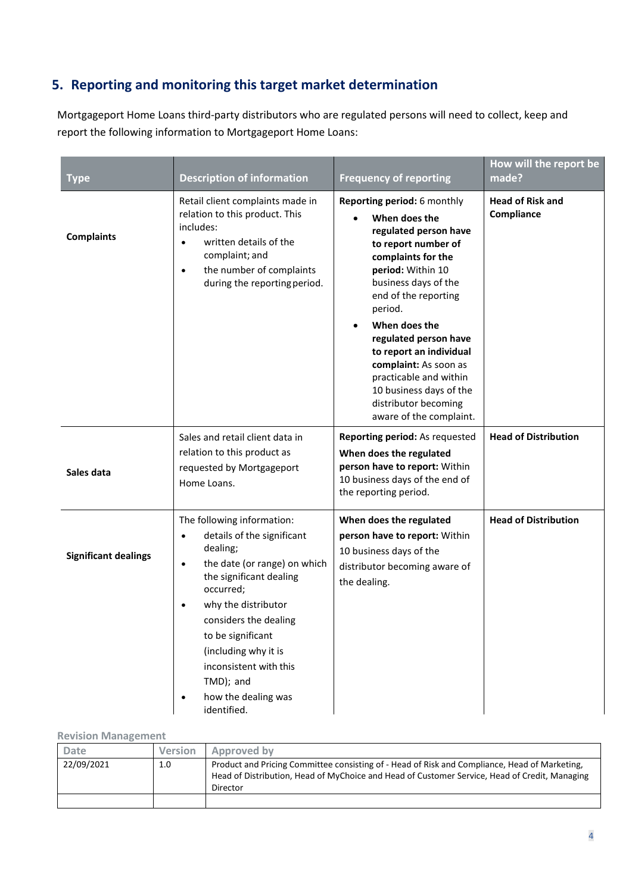## 5. Reporting and monitoring this target market determination

Mortgageport Home Loans third-party distributors who are regulated persons will need to collect, keep and report the following information to Mortgageport Home Loans:

| Type | Description of information | Frequency of reporting | How will the report be made? |
|---|---|---|---|
| **Complaints** | Retail client complaints made in relation to this product. This includes:<br>• written details of the complaint; and<br>• the number of complaints during the reporting period. | **Reporting period:** 6 monthly<br>• **When does the regulated person have to report number of complaints for the period:** Within 10 business days of the end of the reporting period.<br>• **When does the regulated person have to report an individual complaint:** As soon as practicable and within 10 business days of the distributor becoming aware of the complaint. | **Head of Risk and Compliance** |
| **Sales data** | Sales and retail client data in relation to this product as requested by Mortgageport Home Loans. | **Reporting period:** As requested<br>**When does the regulated person have to report:** Within 10 business days of the end of the reporting period. | **Head of Distribution** |
| **Significant dealings** | The following information:<br>• details of the significant dealing;<br>• the date (or range) on which the significant dealing occurred;<br>• why the distributor considers the dealing to be significant (including why it is inconsistent with this TMD); and<br>• how the dealing was identified. | **When does the regulated person have to report:** Within 10 business days of the distributor becoming aware of the dealing. | **Head of Distribution** |

**Revision Management**

| Date | Version | Approved by |
|---|---|---|
| 22/09/2021 | 1.0 | Product and Pricing Committee consisting of - Head of Risk and Compliance, Head of Marketing, Head of Distribution, Head of MyChoice and Head of Customer Service, Head of Credit, Managing Director |
| | | |